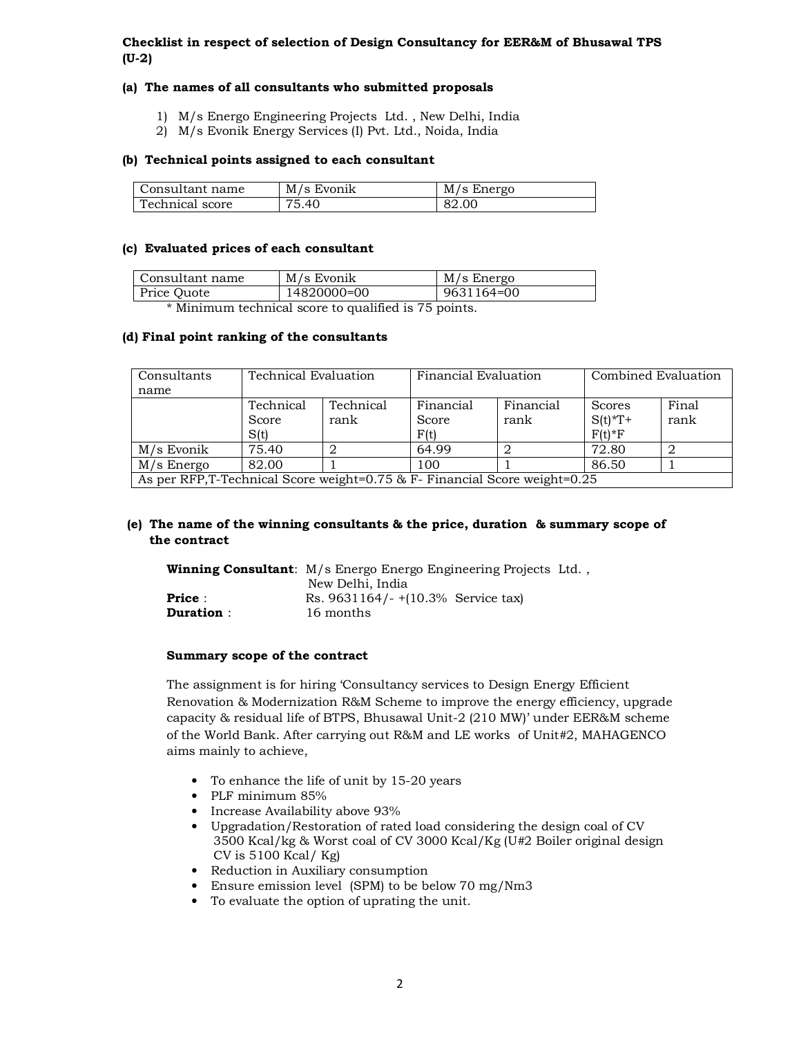**Checklist in respect of selection of Design Consultancy for EER&M of Bhusawal TPS (U-2)**

**(a) The names of all consultants who submitted proposals**

1) M/s Energo Engineering Projects Ltd. , New Delhi, India
2) M/s Evonik Energy Services (I) Pvt. Ltd., Noida, India

**(b) Technical points assigned to each consultant**

| Consultant name | M/s Evonik | M/s Energo |
|---|---|---|
| Technical score | 75.40 | 82.00 |

**(c) Evaluated prices of each consultant**

| Consultant name | M/s Evonik | M/s Energo |
|---|---|---|
| Price Quote | 14820000=00 | 9631164=00 |

\* Minimum technical score to qualified is 75 points.

**(d) Final point ranking of the consultants**

| Consultants name | Technical Evaluation | | Financial Evaluation | | Combined Evaluation | |
|---|---|---|---|---|---|---|
| | Technical Score S(t) | Technical rank | Financial Score F(t) | Financial rank | Scores S(t)\*T+ F(t)\*F | Final rank |
| M/s Evonik | 75.40 | 2 | 64.99 | 2 | 72.80 | 2 |
| M/s Energo | 82.00 | 1 | 100 | 1 | 86.50 | 1 |
| As per RFP,T-Technical Score weight=0.75 & F- Financial Score weight=0.25 | | | | | | |

**(e) The name of the winning consultants & the price, duration & summary scope of the contract**

**Winning Consultant**: M/s Energo Energo Engineering Projects Ltd. , New Delhi, India
**Price** : Rs. 9631164/- +(10.3% Service tax)
**Duration** : 16 months

**Summary scope of the contract**

The assignment is for hiring 'Consultancy services to Design Energy Efficient Renovation & Modernization R&M Scheme to improve the energy efficiency, upgrade capacity & residual life of BTPS, Bhusawal Unit-2 (210 MW)' under EER&M scheme of the World Bank. After carrying out R&M and LE works of Unit#2, MAHAGENCO aims mainly to achieve,

- To enhance the life of unit by 15-20 years
- PLF minimum 85%
- Increase Availability above 93%
- Upgradation/Restoration of rated load considering the design coal of CV 3500 Kcal/kg & Worst coal of CV 3000 Kcal/Kg (U#2 Boiler original design CV is 5100 Kcal/ Kg)
- Reduction in Auxiliary consumption
- Ensure emission level (SPM) to be below 70 mg/Nm3
- To evaluate the option of uprating the unit.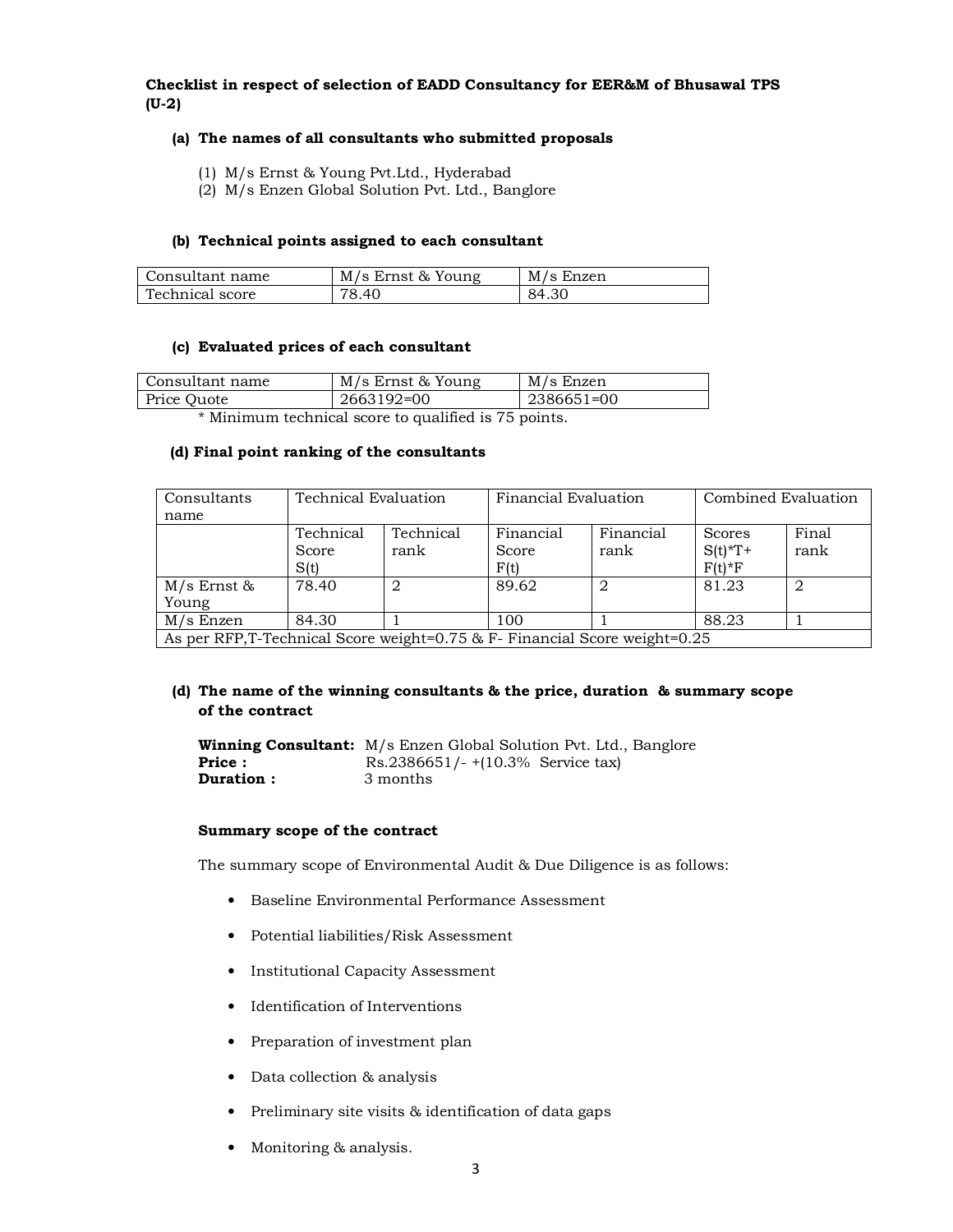**Checklist in respect of selection of EADD Consultancy for EER&M of Bhusawal TPS (U-2)**

**(a) The names of all consultants who submitted proposals**

(1) M/s Ernst & Young Pvt.Ltd., Hyderabad
(2) M/s Enzen Global Solution Pvt. Ltd., Banglore

**(b) Technical points assigned to each consultant**

| Consultant name | M/s Ernst & Young | M/s Enzen |
|---|---|---|
| Technical score | 78.40 | 84.30 |

**(c) Evaluated prices of each consultant**

| Consultant name | M/s Ernst & Young | M/s Enzen |
|---|---|---|
| Price Quote | 2663192=00 | 2386651=00 |

\* Minimum technical score to qualified is 75 points.

**(d) Final point ranking of the consultants**

| Consultants name | Technical Evaluation | | Financial Evaluation | | Combined Evaluation | |
|---|---|---|---|---|---|---|
| | Technical Score S(t) | Technical rank | Financial Score F(t) | Financial rank | Scores S(t)*T+ F(t)*F | Final rank |
| M/s Ernst & Young | 78.40 | 2 | 89.62 | 2 | 81.23 | 2 |
| M/s Enzen | 84.30 | 1 | 100 | 1 | 88.23 | 1 |
| As per RFP,T-Technical Score weight=0.75 & F- Financial Score weight=0.25 | | | | | | |

**(d) The name of the winning consultants & the price, duration & summary scope of the contract**

**Winning Consultant:** M/s Enzen Global Solution Pvt. Ltd., Banglore
**Price :** Rs.2386651/- +(10.3% Service tax)
**Duration :** 3 months

**Summary scope of the contract**

The summary scope of Environmental Audit & Due Diligence is as follows:

- Baseline Environmental Performance Assessment
- Potential liabilities/Risk Assessment
- Institutional Capacity Assessment
- Identification of Interventions
- Preparation of investment plan
- Data collection & analysis
- Preliminary site visits & identification of data gaps
- Monitoring & analysis.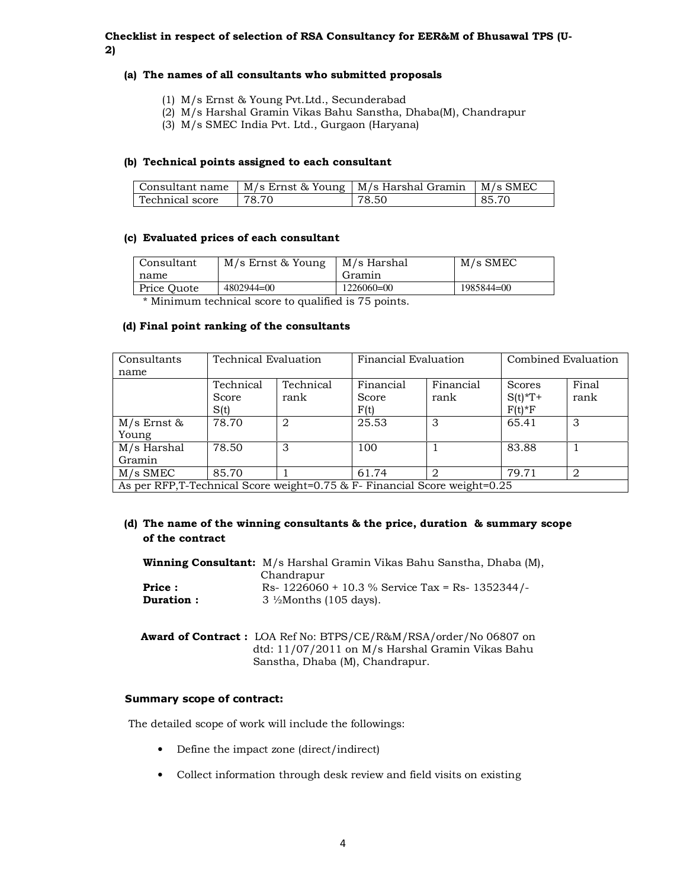**Checklist in respect of selection of RSA Consultancy for EER&M of Bhusawal TPS (U-2)**

**(a) The names of all consultants who submitted proposals**

(1) M/s Ernst & Young Pvt.Ltd., Secunderabad
(2) M/s Harshal Gramin Vikas Bahu Sanstha, Dhaba(M), Chandrapur
(3) M/s SMEC India Pvt. Ltd., Gurgaon (Haryana)

**(b) Technical points assigned to each consultant**

| Consultant name | M/s Ernst & Young | M/s Harshal Gramin | M/s SMEC |
|---|---|---|---|
| Technical score | 78.70 | 78.50 | 85.70 |

**(c) Evaluated prices of each consultant**

| Consultant name | M/s Ernst & Young | M/s Harshal Gramin | M/s SMEC |
|---|---|---|---|
| Price Quote | 4802944=00 | 1226060=00 | 1985844=00 |

\* Minimum technical score to qualified is 75 points.

**(d) Final point ranking of the consultants**

| Consultants name | Technical Evaluation | | Financial Evaluation | | Combined Evaluation | |
|---|---|---|---|---|---|---|
| | Technical Score S(t) | Technical rank | Financial Score F(t) | Financial rank | Scores S(t)*T+ F(t)*F | Final rank |
| M/s Ernst & Young | 78.70 | 2 | 25.53 | 3 | 65.41 | 3 |
| M/s Harshal Gramin | 78.50 | 3 | 100 | 1 | 83.88 | 1 |
| M/s SMEC | 85.70 | 1 | 61.74 | 2 | 79.71 | 2 |
| As per RFP,T-Technical Score weight=0.75 & F- Financial Score weight=0.25 | | | | | | |

**(d) The name of the winning consultants & the price, duration & summary scope of the contract**

**Winning Consultant:** M/s Harshal Gramin Vikas Bahu Sanstha, Dhaba (M), Chandrapur
**Price :** Rs- 1226060 + 10.3 % Service Tax = Rs- 1352344/-
**Duration :** 3 ½Months (105 days).

**Award of Contract :** LOA Ref No: BTPS/CE/R&M/RSA/order/No 06807 on dtd: 11/07/2011 on M/s Harshal Gramin Vikas Bahu Sanstha, Dhaba (M), Chandrapur.

**Summary scope of contract:**

The detailed scope of work will include the followings:

- Define the impact zone (direct/indirect)
- Collect information through desk review and field visits on existing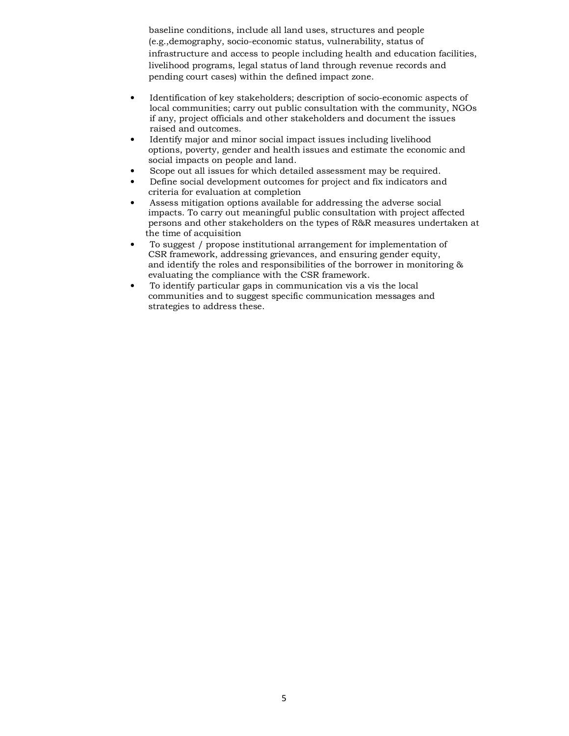baseline conditions, include all land uses, structures and people (e.g.,demography, socio-economic status, vulnerability, status of infrastructure and access to people including health and education facilities, livelihood programs, legal status of land through revenue records and pending court cases) within the defined impact zone.

- Identification of key stakeholders; description of socio-economic aspects of local communities; carry out public consultation with the community, NGOs if any, project officials and other stakeholders and document the issues raised and outcomes.
- Identify major and minor social impact issues including livelihood options, poverty, gender and health issues and estimate the economic and social impacts on people and land.
- Scope out all issues for which detailed assessment may be required.
- Define social development outcomes for project and fix indicators and criteria for evaluation at completion
- Assess mitigation options available for addressing the adverse social impacts. To carry out meaningful public consultation with project affected persons and other stakeholders on the types of R&R measures undertaken at the time of acquisition
- To suggest / propose institutional arrangement for implementation of CSR framework, addressing grievances, and ensuring gender equity, and identify the roles and responsibilities of the borrower in monitoring & evaluating the compliance with the CSR framework.
- To identify particular gaps in communication vis a vis the local communities and to suggest specific communication messages and strategies to address these.